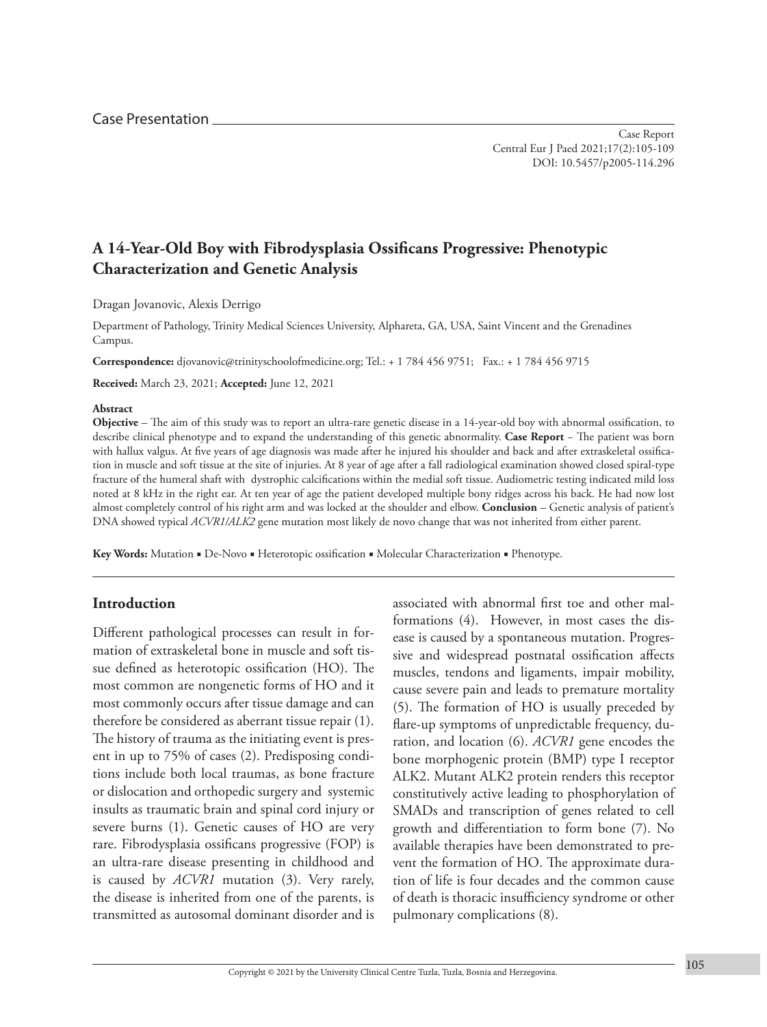Case Presentation

Case Report

# A 14-Year-Old Boy with Fibrodysplasia Ossificans Progressive: Phenotypic Characterization and Genetic Analysis

Dragan Jovanovic, Alexis Derrigo

Department of Pathology, Trinity Medical Sciences University, Alpharetta, GA, USA, Saint Vincent and the Grenadines Campus.

**Correspondence:** djovanovic@trinityschoolofmedicine.org; Tel.: + 1 784 456 9751; Fax.: + 1 784 456 9715

**Received:** March 23, 2021; **Accepted:** June 12, 2021

**Abstract**

**Objective** – The aim of this study was to report an ultra-rare genetic disease in a 14-year-old boy with abnormal ossification, to describe clinical phenotype and to expand the understanding of this genetic abnormality. **Case Report** – The patient was born with hallux valgus. At five years of age diagnosis was made after he injured his shoulder and back and after extraskeletal ossification in muscle and soft tissue at the site of injuries. At 8 year of age after a fall radiological examination showed closed spiral-type fracture of the humeral shaft with dystrophic calcifications within the medial soft tissue. Audiometric testing indicated mild loss noted at 8 kHz in the right ear. At ten year of age the patient developed multiple bony ridges across his back. He had now lost almost completely control of his right arm and was locked at the shoulder and elbow. **Conclusion** – Genetic analysis of patient's DNA showed typical *ACVR1/ALK2* gene mutation most likely de novo change that was not inherited from either parent.

**Key Words:** Mutation ▪ De-Novo ▪ Heterotopic ossification ▪ Molecular Characterization ▪ Phenotype.

## Introduction

Different pathological processes can result in formation of extraskeletal bone in muscle and soft tissue defined as heterotopic ossification (HO). The most common are nongenetic forms of HO and it most commonly occurs after tissue damage and can therefore be considered as aberrant tissue repair (1). The history of trauma as the initiating event is present in up to 75% of cases (2). Predisposing conditions include both local traumas, as bone fracture or dislocation and orthopedic surgery and systemic insults as traumatic brain and spinal cord injury or severe burns (1). Genetic causes of HO are very rare. Fibrodysplasia ossificans progressive (FOP) is an ultra-rare disease presenting in childhood and is caused by *ACVR1* mutation (3). Very rarely, the disease is inherited from one of the parents, is transmitted as autosomal dominant disorder and is associated with abnormal first toe and other malformations (4). However, in most cases the disease is caused by a spontaneous mutation. Progressive and widespread postnatal ossification affects muscles, tendons and ligaments, impair mobility, cause severe pain and leads to premature mortality (5). The formation of HO is usually preceded by flare-up symptoms of unpredictable frequency, duration, and location (6). *ACVR1* gene encodes the bone morphogenic protein (BMP) type I receptor ALK2. Mutant ALK2 protein renders this receptor constitutively active leading to phosphorylation of SMADs and transcription of genes related to cell growth and differentiation to form bone (7). No available therapies have been demonstrated to prevent the formation of HO. The approximate duration of life is four decades and the common cause of death is thoracic insufficiency syndrome or other pulmonary complications (8).

Copyright © 2021 by the University Clinical Centre Tuzla, Tuzla, Bosnia and Herzegovina.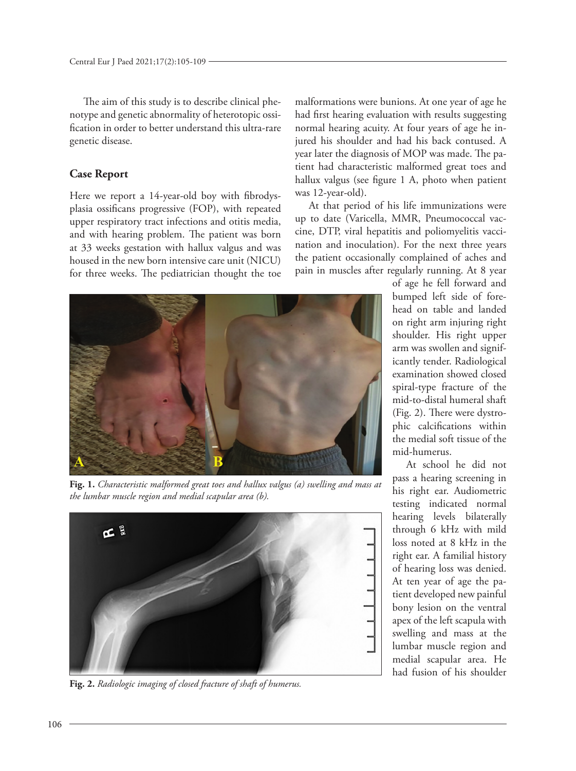The aim of this study is to describe clinical phenotype and genetic abnormality of heterotopic ossification in order to better understand this ultra-rare genetic disease.

## Case Report

Here we report a 14-year-old boy with fibrodysplasia ossificans progressive (FOP), with repeated upper respiratory tract infections and otitis media, and with hearing problem. The patient was born at 33 weeks gestation with hallux valgus and was housed in the new born intensive care unit (NICU) for three weeks. The pediatrician thought the toe malformations were bunions. At one year of age he had first hearing evaluation with results suggesting normal hearing acuity. At four years of age he injured his shoulder and had his back contused. A year later the diagnosis of MOP was made. The patient had characteristic malformed great toes and hallux valgus (see figure 1 A, photo when patient was 12-year-old).

At that period of his life immunizations were up to date (Varicella, MMR, Pneumococcal vaccine, DTP, viral hepatitis and poliomyelitis vaccination and inoculation). For the next three years the patient occasionally complained of aches and pain in muscles after regularly running. At 8 year of age he fell forward and bumped left side of forehead on table and landed on right arm injuring right shoulder. His right upper arm was swollen and significantly tender. Radiological examination showed closed spiral-type fracture of the mid-to-distal humeral shaft (Fig. 2). There were dystrophic calcifications within the medial soft tissue of the mid-humerus.

**Fig. 1.** *Characteristic malformed great toes and hallux valgus (a) swelling and mass at the lumbar muscle region and medial scapular area (b).*

**Fig. 2.** *Radiologic imaging of closed fracture of shaft of humerus.*

At school he did not pass a hearing screening in his right ear. Audiometric testing indicated normal hearing levels bilaterally through 6 kHz with mild loss noted at 8 kHz in the right ear. A familial history of hearing loss was denied. At ten year of age the patient developed new painful bony lesion on the ventral apex of the left scapula with swelling and mass at the lumbar muscle region and medial scapular area. He had fusion of his shoulder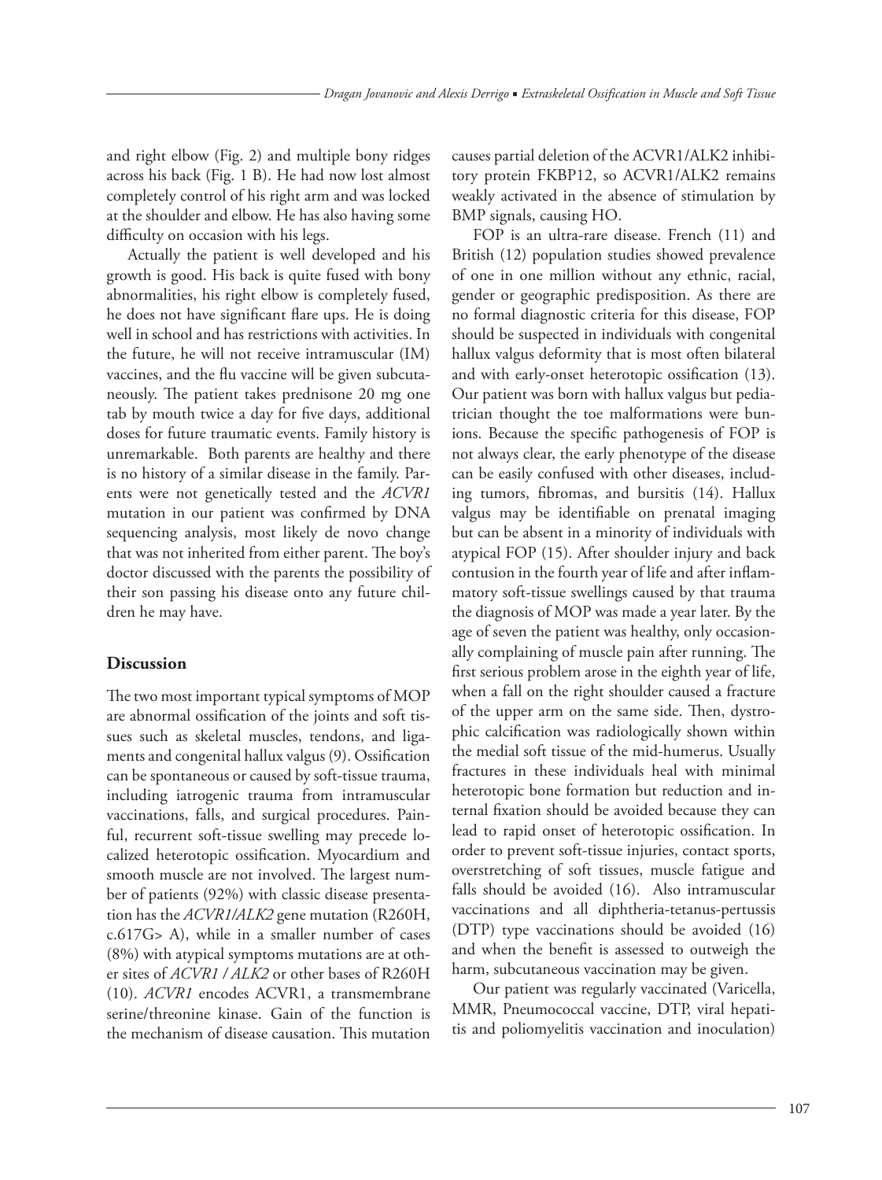and right elbow (Fig. 2) and multiple bony ridges across his back (Fig. 1 B). He had now lost almost completely control of his right arm and was locked at the shoulder and elbow. He has also having some difficulty on occasion with his legs.

Actually the patient is well developed and his growth is good. His back is quite fused with bony abnormalities, his right elbow is completely fused, he does not have significant flare ups. He is doing well in school and has restrictions with activities. In the future, he will not receive intramuscular (IM) vaccines, and the flu vaccine will be given subcutaneously. The patient takes prednisone 20 mg one tab by mouth twice a day for five days, additional doses for future traumatic events. Family history is unremarkable. Both parents are healthy and there is no history of a similar disease in the family. Parents were not genetically tested and the *ACVR1* mutation in our patient was confirmed by DNA sequencing analysis, most likely de novo change that was not inherited from either parent. The boy's doctor discussed with the parents the possibility of their son passing his disease onto any future children he may have.

## Discussion

The two most important typical symptoms of MOP are abnormal ossification of the joints and soft tissues such as skeletal muscles, tendons, and ligaments and congenital hallux valgus (9). Ossification can be spontaneous or caused by soft-tissue trauma, including iatrogenic trauma from intramuscular vaccinations, falls, and surgical procedures. Painful, recurrent soft-tissue swelling may precede localized heterotopic ossification. Myocardium and smooth muscle are not involved. The largest number of patients (92%) with classic disease presentation has the *ACVR1/ALK2* gene mutation (R260H, c.617G> A), while in a smaller number of cases (8%) with atypical symptoms mutations are at other sites of *ACVR1 / ALK2* or other bases of R260H (10). *ACVR1* encodes ACVR1, a transmembrane serine/threonine kinase. Gain of the function is the mechanism of disease causation. This mutation causes partial deletion of the ACVR1/ALK2 inhibitory protein FKBP12, so ACVR1/ALK2 remains weakly activated in the absence of stimulation by BMP signals, causing HO.

FOP is an ultra-rare disease. French (11) and British (12) population studies showed prevalence of one in one million without any ethnic, racial, gender or geographic predisposition. As there are no formal diagnostic criteria for this disease, FOP should be suspected in individuals with congenital hallux valgus deformity that is most often bilateral and with early-onset heterotopic ossification (13). Our patient was born with hallux valgus but pediatrician thought the toe malformations were bunions. Because the specific pathogenesis of FOP is not always clear, the early phenotype of the disease can be easily confused with other diseases, including tumors, fibromas, and bursitis (14). Hallux valgus may be identifiable on prenatal imaging but can be absent in a minority of individuals with atypical FOP (15). After shoulder injury and back contusion in the fourth year of life and after inflammatory soft-tissue swellings caused by that trauma the diagnosis of MOP was made a year later. By the age of seven the patient was healthy, only occasionally complaining of muscle pain after running. The first serious problem arose in the eighth year of life, when a fall on the right shoulder caused a fracture of the upper arm on the same side. Then, dystrophic calcification was radiologically shown within the medial soft tissue of the mid-humerus. Usually fractures in these individuals heal with minimal heterotopic bone formation but reduction and internal fixation should be avoided because they can lead to rapid onset of heterotopic ossification. In order to prevent soft-tissue injuries, contact sports, overstretching of soft tissues, muscle fatigue and falls should be avoided (16). Also intramuscular vaccinations and all diphtheria-tetanus-pertussis (DTP) type vaccinations should be avoided (16) and when the benefit is assessed to outweigh the harm, subcutaneous vaccination may be given.

Our patient was regularly vaccinated (Varicella, MMR, Pneumococcal vaccine, DTP, viral hepatitis and poliomyelitis vaccination and inoculation)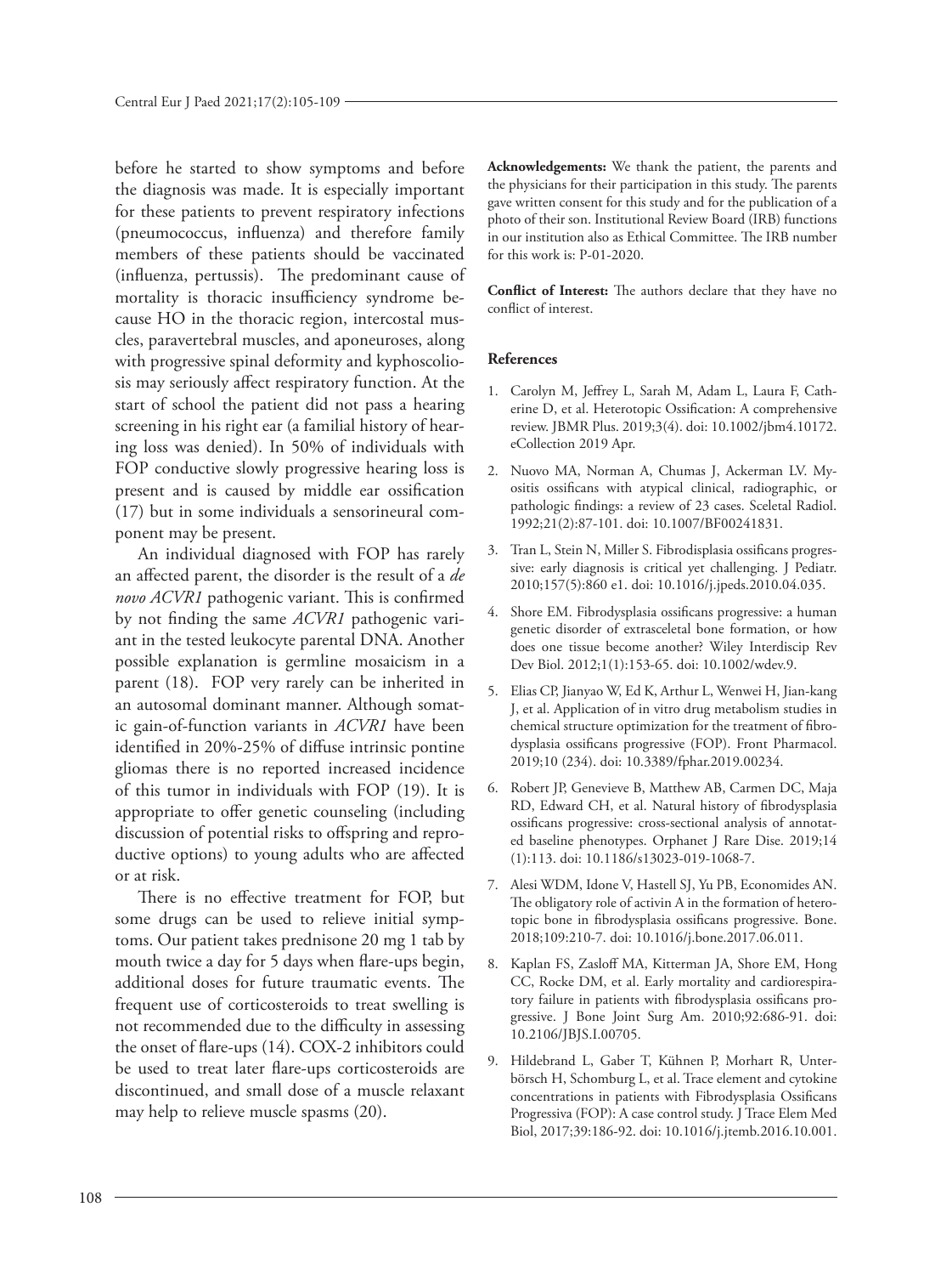before he started to show symptoms and before the diagnosis was made. It is especially important for these patients to prevent respiratory infections (pneumococcus, influenza) and therefore family members of these patients should be vaccinated (influenza, pertussis). The predominant cause of mortality is thoracic insufficiency syndrome because HO in the thoracic region, intercostal muscles, paravertebral muscles, and aponeuroses, along with progressive spinal deformity and kyphoscoliosis may seriously affect respiratory function. At the start of school the patient did not pass a hearing screening in his right ear (a familial history of hearing loss was denied). In 50% of individuals with FOP conductive slowly progressive hearing loss is present and is caused by middle ear ossification (17) but in some individuals a sensorineural component may be present.

An individual diagnosed with FOP has rarely an affected parent, the disorder is the result of a *de novo ACVR1* pathogenic variant. This is confirmed by not finding the same *ACVR1* pathogenic variant in the tested leukocyte parental DNA. Another possible explanation is germline mosaicism in a parent (18). FOP very rarely can be inherited in an autosomal dominant manner. Although somatic gain-of-function variants in *ACVR1* have been identified in 20%-25% of diffuse intrinsic pontine gliomas there is no reported increased incidence of this tumor in individuals with FOP (19). It is appropriate to offer genetic counseling (including discussion of potential risks to offspring and reproductive options) to young adults who are affected or at risk.

There is no effective treatment for FOP, but some drugs can be used to relieve initial symptoms. Our patient takes prednisone 20 mg 1 tab by mouth twice a day for 5 days when flare-ups begin, additional doses for future traumatic events. The frequent use of corticosteroids to treat swelling is not recommended due to the difficulty in assessing the onset of flare-ups (14). COX-2 inhibitors could be used to treat later flare-ups corticosteroids are discontinued, and small dose of a muscle relaxant may help to relieve muscle spasms (20).

**Acknowledgements:** We thank the patient, the parents and the physicians for their participation in this study. The parents gave written consent for this study and for the publication of a photo of their son. Institutional Review Board (IRB) functions in our institution also as Ethical Committee. The IRB number for this work is: P-01-2020.

**Conflict of Interest:** The authors declare that they have no conflict of interest.

## References

1. Carolyn M, Jeffrey L, Sarah M, Adam L, Laura F, Catherine D, et al. Heterotopic Ossification: A comprehensive review. JBMR Plus. 2019;3(4). doi: 10.1002/jbm4.10172. eCollection 2019 Apr.
2. Nuovo MA, Norman A, Chumas J, Ackerman LV. Myositis ossificans with atypical clinical, radiographic, or pathologic findings: a review of 23 cases. Sceletal Radiol. 1992;21(2):87-101. doi: 10.1007/BF00241831.
3. Tran L, Stein N, Miller S. Fibrodisplasia ossificans progressive: early diagnosis is critical yet challenging. J Pediatr. 2010;157(5):860 e1. doi: 10.1016/j.jpeds.2010.04.035.
4. Shore EM. Fibrodysplasia ossificans progressive: a human genetic disorder of extrasceletal bone formation, or how does one tissue become another? Wiley Interdiscip Rev Dev Biol. 2012;1(1):153-65. doi: 10.1002/wdev.9.
5. Elias CP, Jianyao W, Ed K, Arthur L, Wenwei H, Jian-kang J, et al. Application of in vitro drug metabolism studies in chemical structure optimization for the treatment of fibrodysplasia ossificans progressive (FOP). Front Pharmacol. 2019;10 (234). doi: 10.3389/fphar.2019.00234.
6. Robert JP, Genevieve B, Matthew AB, Carmen DC, Maja RD, Edward CH, et al. Natural history of fibrodysplasia ossificans progressive: cross-sectional analysis of annotated baseline phenotypes. Orphanet J Rare Dise. 2019;14 (1):113. doi: 10.1186/s13023-019-1068-7.
7. Alesi WDM, Idone V, Hastell SJ, Yu PB, Economides AN. The obligatory role of activin A in the formation of heterotopic bone in fibrodysplasia ossificans progressive. Bone. 2018;109:210-7. doi: 10.1016/j.bone.2017.06.011.
8. Kaplan FS, Zasloff MA, Kitterman JA, Shore EM, Hong CC, Rocke DM, et al. Early mortality and cardiorespiratory failure in patients with fibrodysplasia ossificans progressive. J Bone Joint Surg Am. 2010;92:686-91. doi: 10.2106/JBJS.I.00705.
9. Hildebrand L, Gaber T, Kühnen P, Morhart R, Unterbörsch H, Schomburg L, et al. Trace element and cytokine concentrations in patients with Fibrodysplasia Ossificans Progressiva (FOP): A case control study. J Trace Elem Med Biol, 2017;39:186-92. doi: 10.1016/j.jtemb.2016.10.001.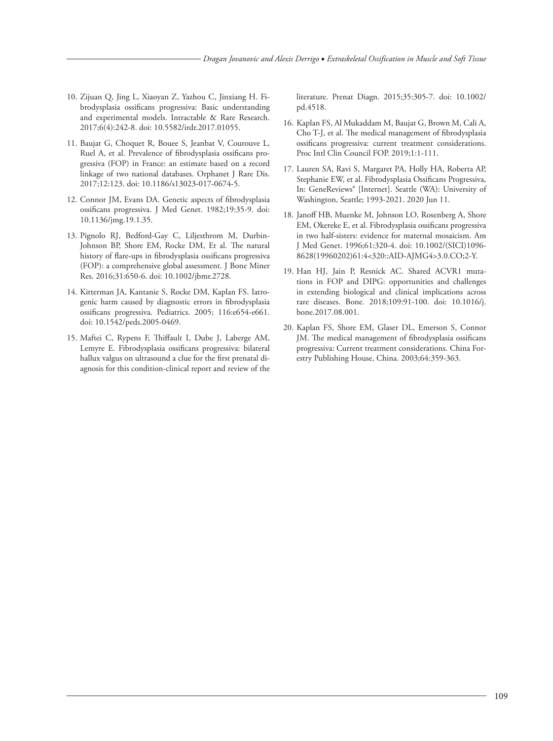10. Zijuan Q, Jing L, Xiaoyan Z, Yazhou C, Jinxiang H. Fibrodysplasia ossificans progressiva: Basic understanding and experimental models. Intractable & Rare Research. 2017;6(4):242-8. doi: 10.5582/irdr.2017.01055.

11. Baujat G, Choquet R, Bouee S, Jeanbat V, Courouve L, Ruel A, et al. Prevalence of fibrodysplasia ossificans progressiva (FOP) in France: an estimate based on a record linkage of two national databases. Orphanet J Rare Dis. 2017;12:123. doi: 10.1186/s13023-017-0674-5.

12. Connor JM, Evans DA. Genetic aspects of fibrodysplasia ossificans progressiva. J Med Genet. 1982;19:35-9. doi: 10.1136/jmg.19.1.35.

13. Pignolo RJ, Bedford-Gay C, Liljesthrom M, Durbin-Johnson BP, Shore EM, Rocke DM, Et al. The natural history of flare-ups in fibrodysplasia ossificans progressiva (FOP): a comprehensive global assessment. J Bone Miner Res. 2016;31:650-6. doi: 10.1002/jbmr.2728.

14. Kitterman JA, Kantanie S, Rocke DM, Kaplan FS. Iatrogenic harm caused by diagnostic errors in fibrodysplasia ossificans progressiva. Pediatrics. 2005; 116:e654-e661. doi: 10.1542/peds.2005-0469.

15. Maftei C, Rypens F, Thiffault I, Dube J, Laberge AM, Lemyre E. Fibrodysplasia ossificans progressiva: bilateral hallux valgus on ultrasound a clue for the first prenatal diagnosis for this condition-clinical report and review of the literature. Prenat Diagn. 2015;35:305-7. doi: 10.1002/pd.4518.

16. Kaplan FS, Al Mukaddam M, Baujat G, Brown M, Cali A, Cho T-J, et al. The medical management of fibrodysplasia ossificans progressiva: current treatment considerations. Proc Intl Clin Council FOP. 2019;1:1-111.

17. Lauren SA, Ravi S, Margaret PA, Holly HA, Roberta AP, Stephanie EW, et al. Fibrodysplasia Ossificans Progressiva, In: GeneReviews® [Internet]. Seattle (WA): University of Washington, Seattle; 1993-2021. 2020 Jun 11.

18. Janoff HB, Muenke M, Johnson LO, Rosenberg A, Shore EM, Okereke E, et al. Fibrodysplasia ossificans progressiva in two half-sisters: evidence for maternal mosaicism. Am J Med Genet. 1996;61:320-4. doi: 10.1002/(SICI)1096-8628(19960202)61:4<320::AID-AJMG4>3.0.CO;2-Y.

19. Han HJ, Jain P, Resnick AC. Shared ACVR1 mutations in FOP and DIPG: opportunities and challenges in extending biological and clinical implications across rare diseases. Bone. 2018;109:91-100. doi: 10.1016/j.bone.2017.08.001.

20. Kaplan FS, Shore EM, Glaser DL, Emerson S, Connor JM. The medical management of fibrodysplasia ossificans progressiva: Current treatment considerations. China Forestry Publishing House, China. 2003;64:359-363.